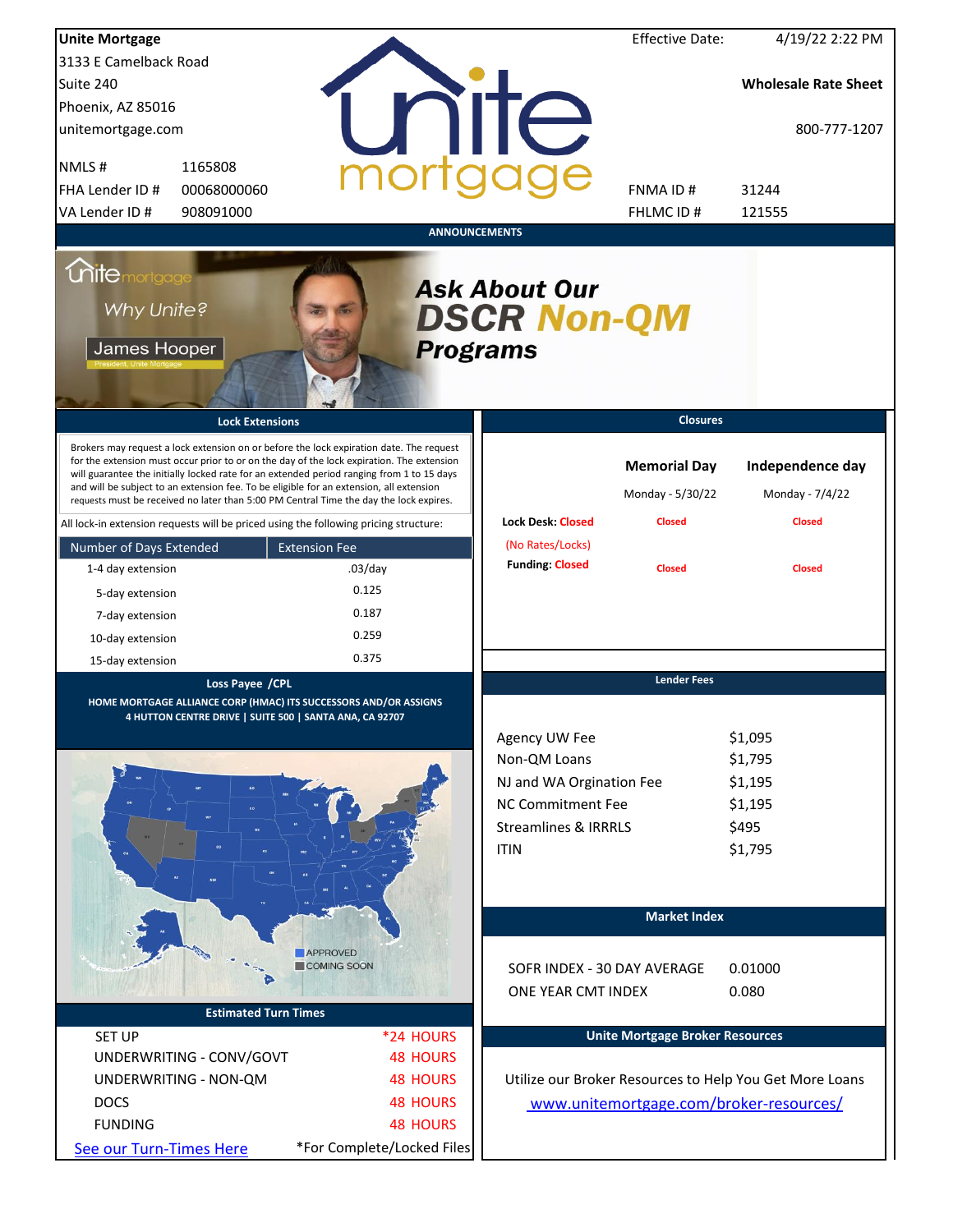**Unite Mortgage**
3133 E Camelback Road
Suite 240
Phoenix, AZ 85016
unitemortgage.com

| | |
|---|---|
| NMLS # | 1165808 |
| FHA Lender ID # | 00068000060 |
| VA Lender ID # | 908091000 |

Effective Date: 4/19/22 2:22 PM

**Wholesale Rate Sheet**

800-777-1207

| | |
|---|---|
| FNMA ID # | 31244 |
| FHLMC ID # | 121555 |

## ANNOUNCEMENTS

Why Unite? James Hooper, President, Unite Mortgage

***Ask About Our DSCR Non-QM Programs***

## Lock Extensions

Brokers may request a lock extension on or before the lock expiration date. The request for the extension must occur prior to or on the day of the lock expiration. The extension will guarantee the initially locked rate for an extended period ranging from 1 to 15 days and will be subject to an extension fee. To be eligible for an extension, all extension requests must be received no later than 5:00 PM Central Time the day the lock expires.

All lock-in extension requests will be priced using the following pricing structure:

| Number of Days Extended | Extension Fee |
|---|---|
| 1-4 day extension | .03/day |
| 5-day extension | 0.125 |
| 7-day extension | 0.187 |
| 10-day extension | 0.259 |
| 15-day extension | 0.375 |

## Closures

| | Memorial Day | Independence day |
|---|---|---|
| | Monday - 5/30/22 | Monday - 7/4/22 |
| Lock Desk: Closed (No Rates/Locks) | Closed | Closed |
| Funding: Closed | Closed | Closed |

## Loss Payee /CPL

HOME MORTGAGE ALLIANCE CORP (HMAC) ITS SUCCESSORS AND/OR ASSIGNS
4 HUTTON CENTRE DRIVE | SUITE 500 | SANTA ANA, CA 92707

APPROVED
COMING SOON

## Lender Fees

| | |
|---|---|
| Agency UW Fee | $1,095 |
| Non-QM Loans | $1,795 |
| NJ and WA Orgination Fee | $1,195 |
| NC Commitment Fee | $1,195 |
| Streamlines & IRRRLS | $495 |
| ITIN | $1,795 |

## Market Index

| | |
|---|---|
| SOFR INDEX - 30 DAY AVERAGE | 0.01000 |
| ONE YEAR CMT INDEX | 0.080 |

## Estimated Turn Times

| | |
|---|---|
| SET UP | *24 HOURS |
| UNDERWRITING - CONV/GOVT | 48 HOURS |
| UNDERWRITING - NON-QM | 48 HOURS |
| DOCS | 48 HOURS |
| FUNDING | 48 HOURS |

See our Turn-Times Here

*For Complete/Locked Files

## Unite Mortgage Broker Resources

Utilize our Broker Resources to Help You Get More Loans

www.unitemortgage.com/broker-resources/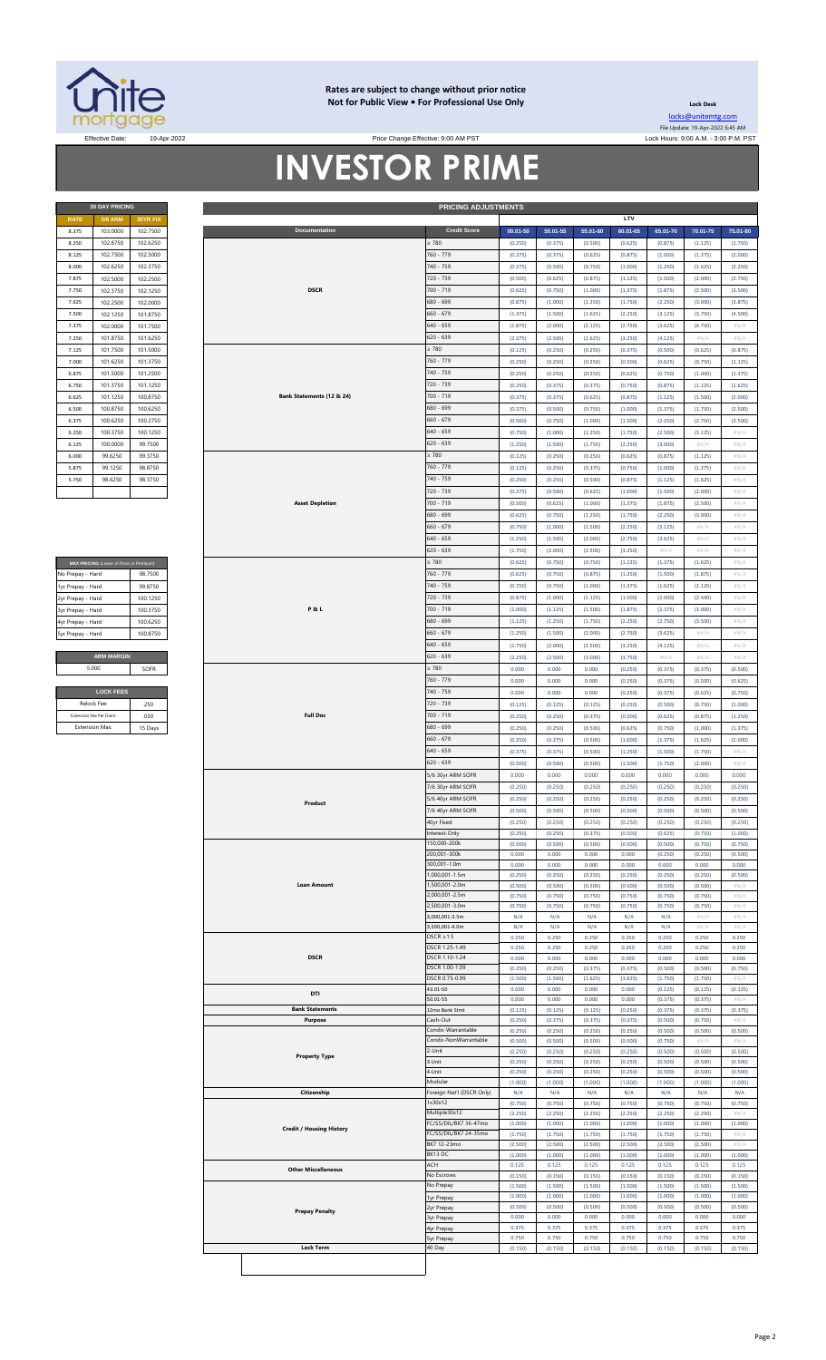**Rates are subject to change without prior notice**
**Not for Public View • For Professional Use Only**

**Lock Desk**

locks@unitemtg.com

File Update: 19-Apr-2022 6:45 AM

Effective Date: 19-Apr-2022 | Price Change Effective: 9:00 AM PST | Lock Hours: 9:00 A.M. - 3:00 P.M. PST

# INVESTOR PRIME

| 30 DAY PRICING | | |
|---|---|---|
| RATE | 5/6 ARM | 30YR FIX |
| 8.375 | 103.0000 | 102.7500 |
| 8.250 | 102.8750 | 102.6250 |
| 8.125 | 102.7500 | 102.5000 |
| 8.000 | 102.6250 | 102.3750 |
| 7.875 | 102.5000 | 102.2500 |
| 7.750 | 102.3750 | 102.1250 |
| 7.625 | 102.2500 | 102.0000 |
| 7.500 | 102.1250 | 101.8750 |
| 7.375 | 102.0000 | 101.7500 |
| 7.250 | 101.8750 | 101.6250 |
| 7.125 | 101.7500 | 101.5000 |
| 7.000 | 101.6250 | 101.3750 |
| 6.875 | 101.5000 | 101.2500 |
| 6.750 | 101.3750 | 101.1250 |
| 6.625 | 101.1250 | 100.8750 |
| 6.500 | 100.8750 | 100.6250 |
| 6.375 | 100.6250 | 100.3750 |
| 6.250 | 100.3750 | 100.1250 |
| 6.125 | 100.0000 | 99.7500 |
| 6.000 | 99.6250 | 99.3750 |
| 5.875 | 99.1250 | 98.8750 |
| 5.750 | 98.6250 | 98.3750 |

| MAX PRICING (Lower of Price or Premium) | |
|---|---|
| No Prepay - Hard | 98.7500 |
| 1yr Prepay - Hard | 99.8750 |
| 2yr Prepay - Hard | 100.1250 |
| 3yr Prepay - Hard | 100.3750 |
| 4yr Prepay - Hard | 100.6250 |
| 5yr Prepay - Hard | 100.8750 |

| ARM MARGIN | |
|---|---|
| 5.000 | SOFR |

| LOCK FEES | |
|---|---|
| Relock Fee: | .250 |
| Extension Fee Per Diem: | .030 |
| Extension Max: | 15 Days |

| PRICING ADJUSTMENTS | | | | | | | | |
|---|---|---|---|---|---|---|---|---|
| | | LTV | | | | | | |
| Documentation | Credit Score | 00.01-50 | 50.01-55 | 55.01-60 | 60.01-65 | 65.01-70 | 70.01-75 | 75.01-80 |
| DSCR | ≥ 780 | (0.250) | (0.375) | (0.500) | (0.625) | (0.875) | (1.125) | (1.750) |
| | 760 - 779 | (0.375) | (0.375) | (0.625) | (0.875) | (1.000) | (1.375) | (2.000) |
| | 740 - 759 | (0.375) | (0.500) | (0.750) | (1.000) | (1.250) | (1.625) | (2.250) |
| | 720 - 739 | (0.500) | (0.625) | (0.875) | (1.125) | (1.500) | (2.000) | (2.750) |
| | 700 - 719 | (0.625) | (0.750) | (1.000) | (1.375) | (1.875) | (2.500) | (3.500) |
| | 680 - 699 | (0.875) | (1.000) | (1.250) | (1.750) | (2.250) | (3.000) | (3.875) |
| | 660 - 679 | (1.375) | (1.500) | (1.625) | (2.250) | (3.125) | (3.750) | (4.500) |
| | 640 - 659 | (1.875) | (2.000) | (2.125) | (2.750) | (3.625) | (4.750) | #N/A |
| | 620 - 639 | (2.375) | (2.500) | (2.625) | (3.250) | (4.125) | #N/A | #N/A |
| Bank Statements (12 & 24) | ≥ 780 | (0.125) | (0.250) | (0.250) | (0.375) | (0.500) | (0.625) | (0.875) |
| | 760 - 779 | (0.250) | (0.250) | (0.250) | (0.500) | (0.625) | (0.750) | (1.125) |
| | 740 - 759 | (0.250) | (0.250) | (0.250) | (0.625) | (0.750) | (1.000) | (1.375) |
| | 720 - 739 | (0.250) | (0.375) | (0.375) | (0.750) | (0.875) | (1.125) | (1.625) |
| | 700 - 719 | (0.375) | (0.375) | (0.625) | (0.875) | (1.125) | (1.500) | (2.000) |
| | 680 - 699 | (0.375) | (0.500) | (0.750) | (1.000) | (1.375) | (1.750) | (2.500) |
| | 660 - 679 | (0.500) | (0.750) | (1.000) | (1.500) | (2.250) | (2.750) | (3.500) |
| | 640 - 659 | (0.750) | (1.000) | (1.250) | (1.750) | (2.500) | (3.125) | #N/A |
| | 620 - 639 | (1.250) | (1.500) | (1.750) | (2.250) | (3.000) | #N/A | #N/A |
| Asset Depletion | ≥ 780 | (0.125) | (0.250) | (0.250) | (0.625) | (0.875) | (1.125) | #N/A |
| | 760 - 779 | (0.125) | (0.250) | (0.375) | (0.750) | (1.000) | (1.375) | #N/A |
| | 740 - 759 | (0.250) | (0.250) | (0.500) | (0.875) | (1.125) | (1.625) | #N/A |
| | 720 - 739 | (0.375) | (0.500) | (0.625) | (1.000) | (1.500) | (2.000) | #N/A |
| | 700 - 719 | (0.500) | (0.625) | (1.000) | (1.375) | (1.875) | (2.500) | #N/A |
| | 680 - 699 | (0.625) | (0.750) | (1.250) | (1.750) | (2.250) | (3.000) | #N/A |
| | 660 - 679 | (0.750) | (1.000) | (1.500) | (2.250) | (3.125) | #N/A | #N/A |
| | 640 - 659 | (1.250) | (1.500) | (2.000) | (2.750) | (3.625) | #N/A | #N/A |
| | 620 - 639 | (1.750) | (2.000) | (2.500) | (3.250) | #N/A | #N/A | #N/A |
| P & L | ≥ 780 | (0.625) | (0.750) | (0.750) | (1.125) | (1.375) | (1.625) | #N/A |
| | 760 - 779 | (0.625) | (0.750) | (0.875) | (1.250) | (1.500) | (1.875) | #N/A |
| | 740 - 759 | (0.750) | (0.750) | (1.000) | (1.375) | (1.625) | (2.125) | #N/A |
| | 720 - 739 | (0.875) | (1.000) | (1.125) | (1.500) | (2.000) | (2.500) | #N/A |
| | 700 - 719 | (1.000) | (1.125) | (1.500) | (1.875) | (2.375) | (3.000) | #N/A |
| | 680 - 699 | (1.125) | (1.250) | (1.750) | (2.250) | (2.750) | (3.500) | #N/A |
| | 660 - 679 | (1.250) | (1.500) | (2.000) | (2.750) | (3.625) | #N/A | #N/A |
| | 640 - 659 | (1.750) | (2.000) | (2.500) | (3.250) | (4.125) | #N/A | #N/A |
| | 620 - 639 | (2.250) | (2.500) | (3.000) | (3.750) | #N/A | #N/A | #N/A |
| Full Doc | ≥ 780 | 0.000 | 0.000 | 0.000 | (0.250) | (0.375) | (0.375) | (0.500) |
| | 760 - 779 | 0.000 | 0.000 | 0.000 | (0.250) | (0.375) | (0.500) | (0.625) |
| | 740 - 759 | 0.000 | 0.000 | 0.000 | (0.250) | (0.375) | (0.625) | (0.750) |
| | 720 - 739 | (0.125) | (0.125) | (0.125) | (0.250) | (0.500) | (0.750) | (1.000) |
| | 700 - 719 | (0.250) | (0.250) | (0.375) | (0.500) | (0.625) | (0.875) | (1.250) |
| | 680 - 699 | (0.250) | (0.250) | (0.500) | (0.625) | (0.750) | (1.000) | (1.375) |
| | 660 - 679 | (0.250) | (0.375) | (0.500) | (1.000) | (1.375) | (1.625) | (2.000) |
| | 640 - 659 | (0.375) | (0.375) | (0.500) | (1.250) | (1.500) | (1.750) | #N/A |
| | 620 - 639 | (0.500) | (0.500) | (0.500) | (1.500) | (1.750) | (2.000) | #N/A |
| Product | 5/6 30yr ARM SOFR | 0.000 | 0.000 | 0.000 | 0.000 | 0.000 | 0.000 | 0.000 |
| | 7/6 30yr ARM SOFR | (0.250) | (0.250) | (0.250) | (0.250) | (0.250) | (0.250) | (0.250) |
| | 5/6 40yr ARM SOFR | (0.250) | (0.250) | (0.250) | (0.250) | (0.250) | (0.250) | (0.250) |
| | 7/6 40yr ARM SOFR | (0.500) | (0.500) | (0.500) | (0.500) | (0.500) | (0.500) | (0.500) |
| | 40yr Fixed | (0.250) | (0.250) | (0.250) | (0.250) | (0.250) | (0.250) | (0.250) |
| | Interest-Only | (0.250) | (0.250) | (0.375) | (0.500) | (0.625) | (0.750) | (1.000) |
| Loan Amount | 150,000-200k | (0.500) | (0.500) | (0.500) | (0.500) | (0.500) | (0.750) | (0.750) |
| | 200,001-300k | 0.000 | 0.000 | 0.000 | 0.000 | (0.250) | (0.250) | (0.500) |
| | 300,001-1.0m | 0.000 | 0.000 | 0.000 | 0.000 | 0.000 | 0.000 | 0.000 |
| | 1,000,001-1.5m | (0.250) | (0.250) | (0.250) | (0.250) | (0.250) | (0.250) | (0.500) |
| | 1,500,001-2.0m | (0.500) | (0.500) | (0.500) | (0.500) | (0.500) | (0.500) | #N/A |
| | 2,000,001-2.5m | (0.750) | (0.750) | (0.750) | (0.750) | (0.750) | (0.750) | #N/A |
| | 2,500,001-3.0m | (0.750) | (0.750) | (0.750) | (0.750) | (0.750) | (0.750) | #N/A |
| | 3,000,001-3.5m | N/A | N/A | N/A | N/A | N/A | #N/A | #N/A |
| | 3,500,001-4.0m | N/A | N/A | N/A | N/A | N/A | #N/A | #N/A |
| DSCR | DSCR ≥1.5 | 0.250 | 0.250 | 0.250 | 0.250 | 0.250 | 0.250 | 0.250 |
| | DSCR 1.25-1.49 | 0.250 | 0.250 | 0.250 | 0.250 | 0.250 | 0.250 | 0.250 |
| | DSCR 1.10-1.24 | 0.000 | 0.000 | 0.000 | 0.000 | 0.000 | 0.000 | 0.000 |
| | DSCR 1.00-1.09 | (0.250) | (0.250) | (0.375) | (0.375) | (0.500) | (0.500) | (0.750) |
| | DSCR 0.75-0.99 | (1.500) | (1.500) | (1.625) | (1.625) | (1.750) | (1.750) | #N/A |
| DTI | 43.01-50 | 0.000 | 0.000 | 0.000 | 0.000 | (0.125) | (0.125) | (0.125) |
| | 50.01-55 | 0.000 | 0.000 | 0.000 | 0.000 | (0.375) | (0.375) | #N/A |
| Bank Statements | 12mo Bank Stmt | (0.125) | (0.125) | (0.125) | (0.250) | (0.375) | (0.375) | (0.375) |
| Purpose | Cash-Out | (0.250) | (0.375) | (0.375) | (0.375) | (0.500) | (0.750) | #N/A |
| Property Type | Condo-Warrantable | (0.250) | (0.250) | (0.250) | (0.250) | (0.500) | (0.500) | (0.500) |
| | Condo-NonWarrantable | (0.500) | (0.500) | (0.500) | (0.500) | (0.750) | #N/A | #N/A |
| | 2-Unit | (0.250) | (0.250) | (0.250) | (0.250) | (0.500) | (0.500) | (0.500) |
| | 3-Unit | (0.250) | (0.250) | (0.250) | (0.250) | (0.500) | (0.500) | (0.500) |
| | 4-Unit | (0.250) | (0.250) | (0.250) | (0.250) | (0.500) | (0.500) | (0.500) |
| | Modular | (1.000) | (1.000) | (1.000) | (1.000) | (1.000) | (1.000) | (1.000) |
| Citizenship | Foreign Nat'l (DSCR Only) | N/A | N/A | N/A | N/A | N/A | N/A | N/A |
| Credit / Housing History | 1x30x12 | (0.750) | (0.750) | (0.750) | (0.750) | (0.750) | (0.750) | (0.750) |
| | Multiple30x12 | (2.250) | (2.250) | (2.250) | (2.250) | (2.250) | (2.250) | #N/A |
| | FC/SS/DIL/BK7 36-47mo | (1.000) | (1.000) | (1.000) | (1.000) | (1.000) | (1.000) | (1.000) |
| | FC/SS/DIL/BK7 24-35mo | (1.750) | (1.750) | (1.750) | (1.750) | (1.750) | (1.750) | #N/A |
| | BK7 12-23mo | (2.500) | (2.500) | (2.500) | (2.500) | (2.500) | (2.500) | #N/A |
| | BK13 DC | (1.000) | (1.000) | (1.000) | (1.000) | (1.000) | (1.000) | (1.000) |
| Other Miscellaneous | ACH | 0.125 | 0.125 | 0.125 | 0.125 | 0.125 | 0.125 | 0.125 |
| | No Escrows | (0.150) | (0.150) | (0.150) | (0.150) | (0.150) | (0.150) | (0.150) |
| Prepay Penalty | No Prepay | (1.500) | (1.500) | (1.500) | (1.500) | (1.500) | (1.500) | (1.500) |
| | 1yr Prepay | (1.000) | (1.000) | (1.000) | (1.000) | (1.000) | (1.000) | (1.000) |
| | 2yr Prepay | (0.500) | (0.500) | (0.500) | (0.500) | (0.500) | (0.500) | (0.500) |
| | 3yr Prepay | 0.000 | 0.000 | 0.000 | 0.000 | 0.000 | 0.000 | 0.000 |
| | 4yr Prepay | 0.375 | 0.375 | 0.375 | 0.375 | 0.375 | 0.375 | 0.375 |
| | 5yr Prepay | 0.750 | 0.750 | 0.750 | 0.750 | 0.750 | 0.750 | 0.750 |
| Lock Term | 40 Day | (0.150) | (0.150) | (0.150) | (0.150) | (0.150) | (0.150) | (0.150) |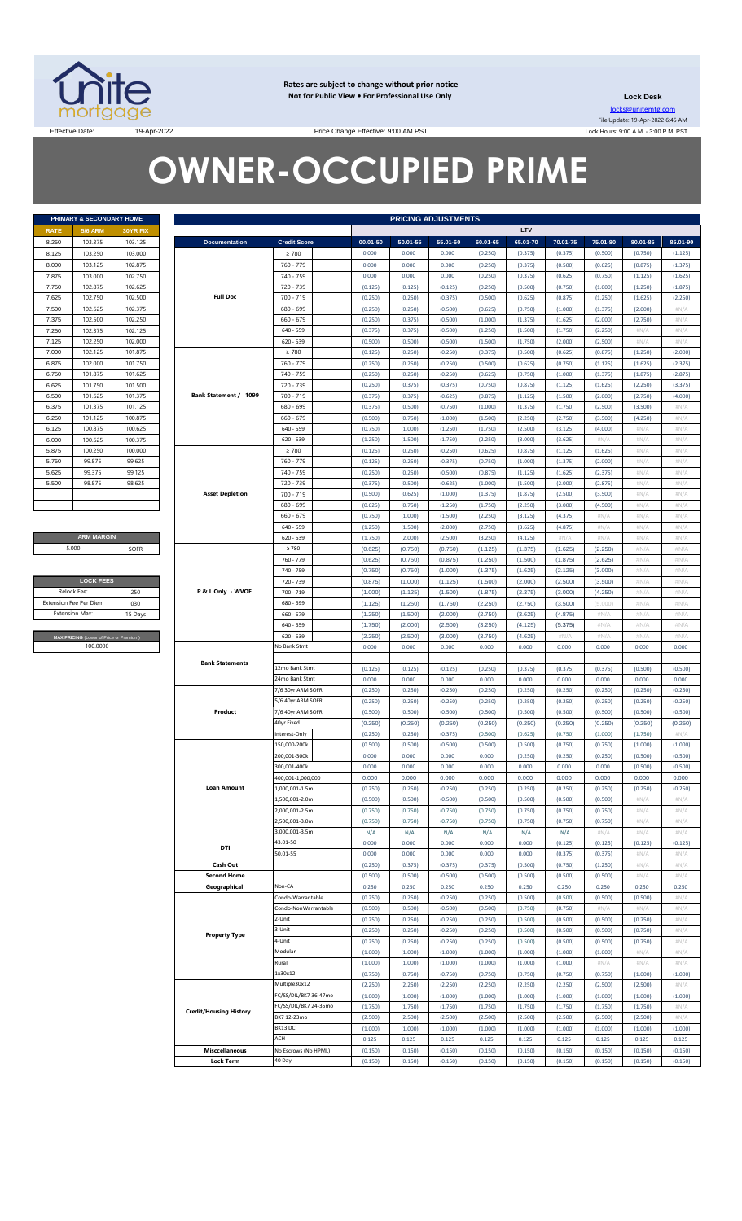**Rates are subject to change without prior notice**
**Not for Public View • For Professional Use Only**

**Lock Desk**
locks@unitemtg.com
File Update: 19-Apr-2022 6:45 AM
Lock Hours: 9:00 A.M. - 3:00 P.M. PST

Effective Date: 19-Apr-2022

Price Change Effective: 9:00 AM PST

# OWNER-OCCUPIED PRIME

| PRIMARY & SECONDARY HOME | | |
|---|---|---|
| RATE | 5/6 ARM | 30YR FIX |
| 8.250 | 103.375 | 103.125 |
| 8.125 | 103.250 | 103.000 |
| 8.000 | 103.125 | 102.875 |
| 7.875 | 103.000 | 102.750 |
| 7.750 | 102.875 | 102.625 |
| 7.625 | 102.750 | 102.500 |
| 7.500 | 102.625 | 102.375 |
| 7.375 | 102.500 | 102.250 |
| 7.250 | 102.375 | 102.125 |
| 7.125 | 102.250 | 102.000 |
| 7.000 | 102.125 | 101.875 |
| 6.875 | 102.000 | 101.750 |
| 6.750 | 101.875 | 101.625 |
| 6.625 | 101.750 | 101.500 |
| 6.500 | 101.625 | 101.375 |
| 6.375 | 101.375 | 101.125 |
| 6.250 | 101.125 | 100.875 |
| 6.125 | 100.875 | 100.625 |
| 6.000 | 100.625 | 100.375 |
| 5.875 | 100.250 | 100.000 |
| 5.750 | 99.875 | 99.625 |
| 5.625 | 99.375 | 99.125 |
| 5.500 | 98.875 | 98.625 |

| ARM MARGIN | |
|---|---|
| 5.000 | SOFR |

| LOCK FEES | |
|---|---|
| Relock Fee: | .250 |
| Extension Fee Per Diem | .030 |
| Extension Max: | 15 Days |

| MAX PRICING (Lower of Price or Premium) |
|---|
| 100.0000 |

| PRICING ADJUSTMENTS | | | | | | | | | | |
|---|---|---|---|---|---|---|---|---|---|---|
| | | LTV | | | | | | | | |
| Documentation | Credit Score | 00.01-50 | 50.01-55 | 55.01-60 | 60.01-65 | 65.01-70 | 70.01-75 | 75.01-80 | 80.01-85 | 85.01-90 |
| Full Doc | ≥ 780 | 0.000 | 0.000 | 0.000 | (0.250) | (0.375) | (0.375) | (0.500) | (0.750) | (1.125) |
| | 760 - 779 | 0.000 | 0.000 | 0.000 | (0.250) | (0.375) | (0.500) | (0.625) | (0.875) | (1.375) |
| | 740 - 759 | 0.000 | 0.000 | 0.000 | (0.250) | (0.375) | (0.625) | (0.750) | (1.125) | (1.625) |
| | 720 - 739 | (0.125) | (0.125) | (0.125) | (0.250) | (0.500) | (0.750) | (1.000) | (1.250) | (1.875) |
| | 700 - 719 | (0.250) | (0.250) | (0.375) | (0.500) | (0.625) | (0.875) | (1.250) | (1.625) | (2.250) |
| | 680 - 699 | (0.250) | (0.250) | (0.500) | (0.625) | (0.750) | (1.000) | (1.375) | (2.000) | #N/A |
| | 660 - 679 | (0.250) | (0.375) | (0.500) | (1.000) | (1.375) | (1.625) | (2.000) | (2.750) | #N/A |
| | 640 - 659 | (0.375) | (0.375) | (0.500) | (1.250) | (1.500) | (1.750) | (2.250) | #N/A | #N/A |
| | 620 - 639 | (0.500) | (0.500) | (0.500) | (1.500) | (1.750) | (2.000) | (2.500) | #N/A | #N/A |
| Bank Statement / 1099 | ≥ 780 | (0.125) | (0.250) | (0.250) | (0.375) | (0.500) | (0.625) | (0.875) | (1.250) | (2.000) |
| | 760 - 779 | (0.250) | (0.250) | (0.250) | (0.500) | (0.625) | (0.750) | (1.125) | (1.625) | (2.375) |
| | 740 - 759 | (0.250) | (0.250) | (0.250) | (0.625) | (0.750) | (1.000) | (1.375) | (1.875) | (2.875) |
| | 720 - 739 | (0.250) | (0.375) | (0.375) | (0.750) | (0.875) | (1.125) | (1.625) | (2.250) | (3.375) |
| | 700 - 719 | (0.375) | (0.375) | (0.625) | (0.875) | (1.125) | (1.500) | (2.000) | (2.750) | (4.000) |
| | 680 - 699 | (0.375) | (0.500) | (0.750) | (1.000) | (1.375) | (1.750) | (2.500) | (3.500) | #N/A |
| | 660 - 679 | (0.500) | (0.750) | (1.000) | (1.500) | (2.250) | (2.750) | (3.500) | (4.250) | #N/A |
| | 640 - 659 | (0.750) | (1.000) | (1.250) | (1.750) | (2.500) | (3.125) | (4.000) | #N/A | #N/A |
| | 620 - 639 | (1.250) | (1.500) | (1.750) | (2.250) | (3.000) | (3.625) | #N/A | #N/A | #N/A |
| Asset Depletion | ≥ 780 | (0.125) | (0.250) | (0.250) | (0.625) | (0.875) | (1.125) | (1.625) | #N/A | #N/A |
| | 760 - 779 | (0.125) | (0.250) | (0.375) | (0.750) | (1.000) | (1.375) | (2.000) | #N/A | #N/A |
| | 740 - 759 | (0.250) | (0.250) | (0.500) | (0.875) | (1.125) | (1.625) | (2.375) | #N/A | #N/A |
| | 720 - 739 | (0.375) | (0.500) | (0.625) | (1.000) | (1.500) | (2.000) | (2.875) | #N/A | #N/A |
| | 700 - 719 | (0.500) | (0.625) | (1.000) | (1.375) | (1.875) | (2.500) | (3.500) | #N/A | #N/A |
| | 680 - 699 | (0.625) | (0.750) | (1.250) | (1.750) | (2.250) | (3.000) | (4.500) | #N/A | #N/A |
| | 660 - 679 | (0.750) | (1.000) | (1.500) | (2.250) | (3.125) | (4.375) | #N/A | #N/A | #N/A |
| | 640 - 659 | (1.250) | (1.500) | (2.000) | (2.750) | (3.625) | (4.875) | #N/A | #N/A | #N/A |
| | 620 - 639 | (1.750) | (2.000) | (2.500) | (3.250) | (4.125) | #N/A | #N/A | #N/A | #N/A |
| P & L Only - WVOE | ≥ 780 | (0.625) | (0.750) | (0.750) | (1.125) | (1.375) | (1.625) | (2.250) | #N/A | #N/A |
| | 760 - 779 | (0.625) | (0.750) | (0.875) | (1.250) | (1.500) | (1.875) | (2.625) | #N/A | #N/A |
| | 740 - 759 | (0.750) | (0.750) | (1.000) | (1.375) | (1.625) | (2.125) | (3.000) | #N/A | #N/A |
| | 720 - 739 | (0.875) | (1.000) | (1.125) | (1.500) | (2.000) | (2.500) | (3.500) | #N/A | #N/A |
| | 700 - 719 | (1.000) | (1.125) | (1.500) | (1.875) | (2.375) | (3.000) | (4.250) | #N/A | #N/A |
| | 680 - 699 | (1.125) | (1.250) | (1.750) | (2.250) | (2.750) | (3.500) | (5.000) | #N/A | #N/A |
| | 660 - 679 | (1.250) | (1.500) | (2.000) | (2.750) | (3.625) | (4.875) | #N/A | #N/A | #N/A |
| | 640 - 659 | (1.750) | (2.000) | (2.500) | (3.250) | (4.125) | (5.375) | #N/A | #N/A | #N/A |
| | 620 - 639 | (2.250) | (2.500) | (3.000) | (3.750) | (4.625) | #N/A | #N/A | #N/A | #N/A |
| Bank Statements | No Bank Stmt | 0.000 | 0.000 | 0.000 | 0.000 | 0.000 | 0.000 | 0.000 | 0.000 | 0.000 |
| | 12mo Bank Stmt | (0.125) | (0.125) | (0.125) | (0.250) | (0.375) | (0.375) | (0.375) | (0.500) | (0.500) |
| | 24mo Bank Stmt | 0.000 | 0.000 | 0.000 | 0.000 | 0.000 | 0.000 | 0.000 | 0.000 | 0.000 |
| Product | 7/6 30yr ARM SOFR | (0.250) | (0.250) | (0.250) | (0.250) | (0.250) | (0.250) | (0.250) | (0.250) | (0.250) |
| | 5/6 40yr ARM SOFR | (0.250) | (0.250) | (0.250) | (0.250) | (0.250) | (0.250) | (0.250) | (0.250) | (0.250) |
| | 7/6 40yr ARM SOFR | (0.500) | (0.500) | (0.500) | (0.500) | (0.500) | (0.500) | (0.500) | (0.500) | (0.500) |
| | 40yr Fixed | (0.250) | (0.250) | (0.250) | (0.250) | (0.250) | (0.250) | (0.250) | (0.250) | (0.250) |
| | Interest-Only | (0.250) | (0.250) | (0.375) | (0.500) | (0.625) | (0.750) | (1.000) | (1.750) | #N/A |
| Loan Amount | 150,000-200k | (0.500) | (0.500) | (0.500) | (0.500) | (0.500) | (0.750) | (0.750) | (1.000) | (1.000) |
| | 200,001-300k | 0.000 | 0.000 | 0.000 | 0.000 | (0.250) | (0.250) | (0.250) | (0.500) | (0.500) |
| | 300,001-400k | 0.000 | 0.000 | 0.000 | 0.000 | 0.000 | 0.000 | 0.000 | (0.500) | (0.500) |
| | 400,001-1,000,000 | 0.000 | 0.000 | 0.000 | 0.000 | 0.000 | 0.000 | 0.000 | 0.000 | 0.000 |
| | 1,000,001-1.5m | (0.250) | (0.250) | (0.250) | (0.250) | (0.250) | (0.250) | (0.250) | (0.250) | (0.250) |
| | 1,500,001-2.0m | (0.500) | (0.500) | (0.500) | (0.500) | (0.500) | (0.500) | (0.500) | #N/A | #N/A |
| | 2,000,001-2.5m | (0.750) | (0.750) | (0.750) | (0.750) | (0.750) | (0.750) | (0.750) | #N/A | #N/A |
| | 2,500,001-3.0m | (0.750) | (0.750) | (0.750) | (0.750) | (0.750) | (0.750) | (0.750) | #N/A | #N/A |
| | 3,000,001-3.5m | N/A | N/A | N/A | N/A | N/A | N/A | #N/A | #N/A | #N/A |
| DTI | 43.01-50 | 0.000 | 0.000 | 0.000 | 0.000 | 0.000 | (0.125) | (0.125) | (0.125) | (0.125) |
| | 50.01-55 | 0.000 | 0.000 | 0.000 | 0.000 | 0.000 | (0.375) | (0.375) | #N/A | #N/A |
| Cash Out | | (0.250) | (0.375) | (0.375) | (0.375) | (0.500) | (0.750) | (1.250) | #N/A | #N/A |
| Second Home | | (0.500) | (0.500) | (0.500) | (0.500) | (0.500) | (0.500) | (0.500) | #N/A | #N/A |
| Geographical | Non-CA | 0.250 | 0.250 | 0.250 | 0.250 | 0.250 | 0.250 | 0.250 | 0.250 | 0.250 |
| Property Type | Condo-Warrantable | (0.250) | (0.250) | (0.250) | (0.250) | (0.500) | (0.500) | (0.500) | (0.500) | #N/A |
| | Condo-NonWarrantable | (0.500) | (0.500) | (0.500) | (0.500) | (0.750) | (0.750) | #N/A | #N/A | #N/A |
| | 2-Unit | (0.250) | (0.250) | (0.250) | (0.250) | (0.500) | (0.500) | (0.500) | (0.750) | #N/A |
| | 3-Unit | (0.250) | (0.250) | (0.250) | (0.250) | (0.500) | (0.500) | (0.500) | (0.750) | #N/A |
| | 4-Unit | (0.250) | (0.250) | (0.250) | (0.250) | (0.500) | (0.500) | (0.500) | (0.750) | #N/A |
| | Modular | (1.000) | (1.000) | (1.000) | (1.000) | (1.000) | (1.000) | (1.000) | #N/A | #N/A |
| | Rural | (1.000) | (1.000) | (1.000) | (1.000) | (1.000) | (1.000) | #N/A | #N/A | #N/A |
| Credit/Housing History | 1x30x12 | (0.750) | (0.750) | (0.750) | (0.750) | (0.750) | (0.750) | (0.750) | (1.000) | (1.000) |
| | Multiple30x12 | (2.250) | (2.250) | (2.250) | (2.250) | (2.250) | (2.250) | (2.500) | (2.500) | #N/A |
| | FC/SS/DIL/BK7 36-47mo | (1.000) | (1.000) | (1.000) | (1.000) | (1.000) | (1.000) | (1.000) | (1.000) | (1.000) |
| | FC/SS/DIL/BK7 24-35mo | (1.750) | (1.750) | (1.750) | (1.750) | (1.750) | (1.750) | (1.750) | (1.750) | #N/A |
| | BK7 12-23mo | (2.500) | (2.500) | (2.500) | (2.500) | (2.500) | (2.500) | (2.500) | (2.500) | #N/A |
| | BK13 DC | (1.000) | (1.000) | (1.000) | (1.000) | (1.000) | (1.000) | (1.000) | (1.000) | (1.000) |
| Miscellaneous | ACH | 0.125 | 0.125 | 0.125 | 0.125 | 0.125 | 0.125 | 0.125 | 0.125 | 0.125 |
| | No Escrows (No HPML) | (0.150) | (0.150) | (0.150) | (0.150) | (0.150) | (0.150) | (0.150) | (0.150) | (0.150) |
| Lock Term | 40 Day | (0.150) | (0.150) | (0.150) | (0.150) | (0.150) | (0.150) | (0.150) | (0.150) | (0.150) |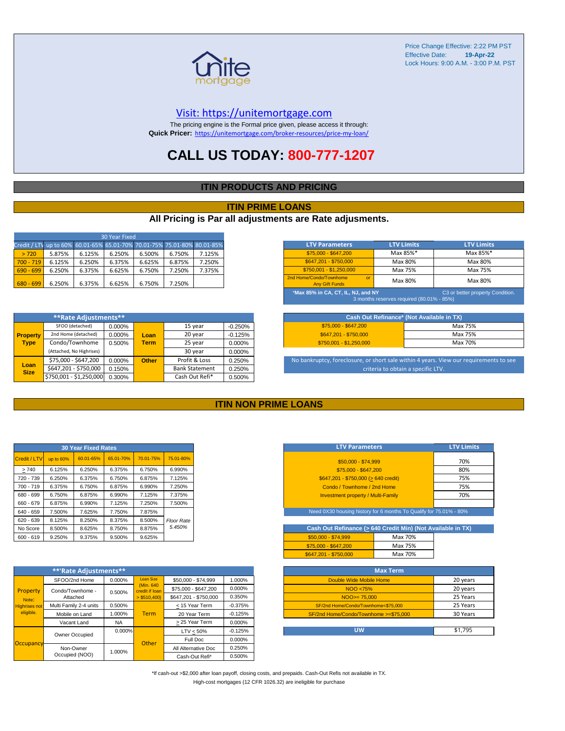Price Change Effective: 2:22 PM PST
Effective Date: **19-Apr-22**
Lock Hours: 9:00 A.M. - 3:00 P.M. PST

unite mortgage

Visit: https://unitemortgage.com

The pricing engine is the Formal price given, please access it through:
**Quick Pricer:** https://unitemortgage.com/broker-resources/price-my-loan/

# CALL US TODAY: 800-777-1207

## ITIN PRODUCTS AND PRICING

## ITIN PRIME LOANS

### All Pricing is Par all adjustments are Rate adjusments.

| 30 Year Fixed | | | | | | |
|---|---|---|---|---|---|---|
| Credit / LTV | up to 60% | 60.01-65% | 65.01-70% | 70.01-75% | 75.01-80% | 80.01-85% |
| > 720 | 5.875% | 6.125% | 6.250% | 6.500% | 6.750% | 7.125% |
| 700 - 719 | 6.125% | 6.250% | 6.375% | 6.625% | 6.875% | 7.250% |
| 690 - 699 | 6.250% | 6.375% | 6.625% | 6.750% | 7.250% | 7.375% |
| 680 - 699 | 6.250% | 6.375% | 6.625% | 6.750% | 7.250% | |

| LTV Parameters | LTV Limits | LTV Limits |
|---|---|---|
| $75,000 - $647,200 | Max 85%* | Max 85%* |
| $647,201 - $750,000 | Max 80% | Max 80% |
| $750,001 - $1,250,000 | Max 75% | Max 75% |
| 2nd Home/Condo/Townhome or Any Gift Funds | Max 80% | Max 80% |

*Max 85% in CA, CT, IL, NJ, and NY — C3 or better property Condition. 3 months reserves required (80.01% - 85%)

| **Rate Adjustments** | | | | | |
|---|---|---|---|---|---|
| Property Type | SFOO (detached) | 0.000% | Loan Term | 15 year | -0.250% |
| | 2nd Home (detached) | 0.000% | | 20 year | -0.125% |
| | Condo/Townhome | 0.500% | | 25 year | 0.000% |
| | (Attached, No Highrises) | | | 30 year | 0.000% |
| Loan Size | $75,000 - $647,200 | 0.000% | Other | Profit & Loss | 0.250% |
| | $647,201 - $750,000 | 0.150% | | Bank Statement | 0.250% |
| | $750,001 - $1,250,000 | 0.300% | | Cash Out Refi* | 0.500% |

| Cash Out Refinance* (Not Available in TX) | |
|---|---|
| $75,000 - $647,200 | Max 75% |
| $647,201 - $750,000 | Max 75% |
| $750,001 - $1,250,000 | Max 70% |

No bankruptcy, foreclosure, or short sale within 4 years. View our requirements to see criteria to obtain a specific LTV.

## ITIN NON PRIME LOANS

| 30 Year Fixed Rates | | | | | |
|---|---|---|---|---|---|
| Credit / LTV | up to 60% | 60.01-65% | 65.01-70% | 70.01-75% | 75.01-80% |
| > 740 | 6.125% | 6.250% | 6.375% | 6.750% | 6.990% |
| 720 - 739 | 6.250% | 6.375% | 6.750% | 6.875% | 7.125% |
| 700 - 719 | 6.375% | 6.750% | 6.875% | 6.990% | 7.250% |
| 680 - 699 | 6.750% | 6.875% | 6.990% | 7.125% | 7.375% |
| 660 - 679 | 6.875% | 6.990% | 7.125% | 7.250% | 7.500% |
| 640 - 659 | 7.500% | 7.625% | 7.750% | 7.875% | |
| 620 - 639 | 8.125% | 8.250% | 8.375% | 8.500% | *Floor Rate 5.450%* |
| No Score | 8.500% | 8.625% | 8.750% | 8.875% | |
| 600 - 619 | 9.250% | 9.375% | 9.500% | 9.625% | |

| LTV Parameters | LTV Limits |
|---|---|
| $50,000 - $74,999 | 70% |
| $75,000 - $647,200 | 80% |
| $647,201 - $750,000 (> 640 credit) | 75% |
| Condo / Townhome / 2nd Home | 75% |
| Investment property / Multi-Family | 70% |

Need 0X30 housing history for 6 months To Qualify for 75.01% - 80%

| Cash Out Refinance (> 640 Credit Min) (Not Available in TX) | |
|---|---|
| $50,000 - $74,999 | Max 70% |
| $75,000 - $647,200 | Max 75% |
| $647,201 - $750,000 | Max 70% |

| **Rate Adjustments** | | | | | |
|---|---|---|---|---|---|
| Property (Note: Highrises not eligible.) | SFOO/2nd Home | 0.000% | Loan Size (Min. 640 credit if loan > $510,400) | $50,000 - $74,999 | 1.000% |
| | Condo/Townhome - Attached | 0.500% | | $75,000 - $647,200 | 0.000% |
| | | | | $647,201 - $750,000 | 0.350% |
| | Multi Family 2-4 units | 0.500% | Term | < 15 Year Term | -0.375% |
| | Mobile on Land | 1.000% | | 20 Year Term | -0.125% |
| | Vacant Land | NA | | > 25 Year Term | 0.000% |
| Occupancy | Owner Occupied | 0.000% | Other | LTV < 50% | -0.125% |
| | | | | Full Doc | 0.000% |
| | Non-Owner Occupied (NOO) | 1.000% | | All Alternative Doc | 0.250% |
| | | | | Cash-Out Refi* | 0.500% |

| Max Term | |
|---|---|
| Double Wide Mobile Home | 20 years |
| NOO <75% | 20 years |
| NOO>= 75,000 | 25 Years |
| SF/2nd Home/Condo/Townhome<$75,000 | 25 Years |
| SF/2nd Home/Condo/Townhome >=$75,000 | 30 Years |

| UW | $1,795 |
|---|---|

*If cash-out >$2,000 after loan payoff, closing costs, and prepaids. Cash-Out Refis not available in TX.

High-cost mortgages (12 CFR 1026.32) are ineligible for purchase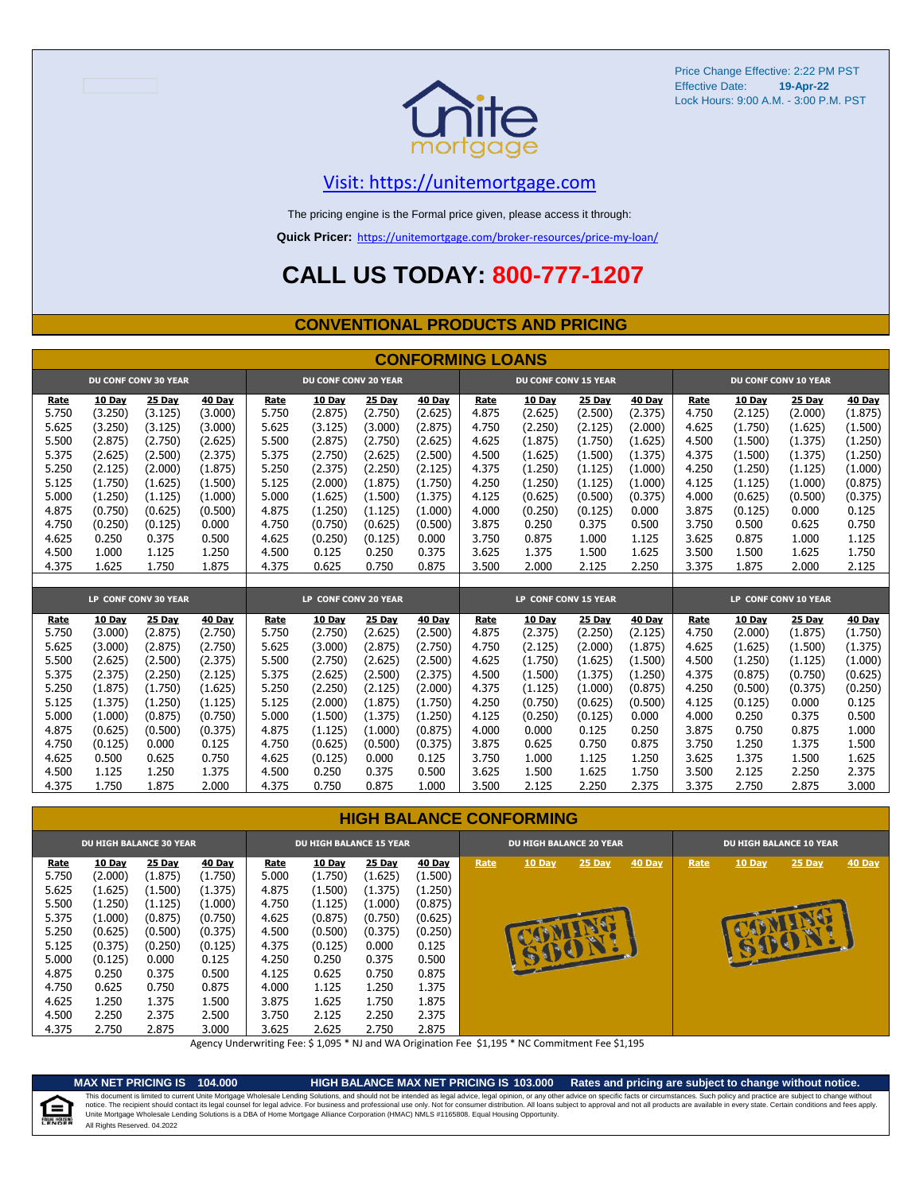Price Change Effective: 2:22 PM PST
Effective Date: **19-Apr-22**
Lock Hours: 9:00 A.M. - 3:00 P.M. PST

unite mortgage

Visit: https://unitemortgage.com

The pricing engine is the Formal price given, please access it through:

**Quick Pricer:** https://unitemortgage.com/broker-resources/price-my-loan/

# CALL US TODAY: 800-777-1207

## CONVENTIONAL PRODUCTS AND PRICING

## CONFORMING LOANS

| DU CONF CONV 30 YEAR | | | | DU CONF CONV 20 YEAR | | | | DU CONF CONV 15 YEAR | | | | DU CONF CONV 10 YEAR | | | |
|---|---|---|---|---|---|---|---|---|---|---|---|---|---|---|---|
| Rate | 10 Day | 25 Day | 40 Day | Rate | 10 Day | 25 Day | 40 Day | Rate | 10 Day | 25 Day | 40 Day | Rate | 10 Day | 25 Day | 40 Day |
| 5.750 | (3.250) | (3.125) | (3.000) | 5.750 | (2.875) | (2.750) | (2.625) | 4.875 | (2.625) | (2.500) | (2.375) | 4.750 | (2.125) | (2.000) | (1.875) |
| 5.625 | (3.250) | (3.125) | (3.000) | 5.625 | (3.125) | (3.000) | (2.875) | 4.750 | (2.250) | (2.125) | (2.000) | 4.625 | (1.750) | (1.625) | (1.500) |
| 5.500 | (2.875) | (2.750) | (2.625) | 5.500 | (2.875) | (2.750) | (2.625) | 4.625 | (1.875) | (1.750) | (1.625) | 4.500 | (1.500) | (1.375) | (1.250) |
| 5.375 | (2.625) | (2.500) | (2.375) | 5.375 | (2.750) | (2.625) | (2.500) | 4.500 | (1.625) | (1.500) | (1.375) | 4.375 | (1.500) | (1.375) | (1.250) |
| 5.250 | (2.125) | (2.000) | (1.875) | 5.250 | (2.375) | (2.250) | (2.125) | 4.375 | (1.250) | (1.125) | (1.000) | 4.250 | (1.250) | (1.125) | (1.000) |
| 5.125 | (1.750) | (1.625) | (1.500) | 5.125 | (2.000) | (1.875) | (1.750) | 4.250 | (1.250) | (1.125) | (1.000) | 4.125 | (1.125) | (1.000) | (0.875) |
| 5.000 | (1.250) | (1.125) | (1.000) | 5.000 | (1.625) | (1.500) | (1.375) | 4.125 | (0.625) | (0.500) | (0.375) | 4.000 | (0.625) | (0.500) | (0.375) |
| 4.875 | (0.750) | (0.625) | (0.500) | 4.875 | (1.250) | (1.125) | (1.000) | 4.000 | (0.250) | (0.125) | 0.000 | 3.875 | (0.125) | 0.000 | 0.125 |
| 4.750 | (0.250) | (0.125) | 0.000 | 4.750 | (0.750) | (0.625) | (0.500) | 3.875 | 0.250 | 0.375 | 0.500 | 3.750 | 0.500 | 0.625 | 0.750 |
| 4.625 | 0.250 | 0.375 | 0.500 | 4.625 | (0.250) | (0.125) | 0.000 | 3.750 | 0.875 | 1.000 | 1.125 | 3.625 | 0.875 | 1.000 | 1.125 |
| 4.500 | 1.000 | 1.125 | 1.250 | 4.500 | 0.125 | 0.250 | 0.375 | 3.625 | 1.375 | 1.500 | 1.625 | 3.500 | 1.500 | 1.625 | 1.750 |
| 4.375 | 1.625 | 1.750 | 1.875 | 4.375 | 0.625 | 0.750 | 0.875 | 3.500 | 2.000 | 2.125 | 2.250 | 3.375 | 1.875 | 2.000 | 2.125 |

| LP CONF CONV 30 YEAR | | | | LP CONF CONV 20 YEAR | | | | LP CONF CONV 15 YEAR | | | | LP CONF CONV 10 YEAR | | | |
|---|---|---|---|---|---|---|---|---|---|---|---|---|---|---|---|
| Rate | 10 Day | 25 Day | 40 Day | Rate | 10 Day | 25 Day | 40 Day | Rate | 10 Day | 25 Day | 40 Day | Rate | 10 Day | 25 Day | 40 Day |
| 5.750 | (3.000) | (2.875) | (2.750) | 5.750 | (2.750) | (2.625) | (2.500) | 4.875 | (2.375) | (2.250) | (2.125) | 4.750 | (2.000) | (1.875) | (1.750) |
| 5.625 | (3.000) | (2.875) | (2.750) | 5.625 | (3.000) | (2.875) | (2.750) | 4.750 | (2.125) | (2.000) | (1.875) | 4.625 | (1.625) | (1.500) | (1.375) |
| 5.500 | (2.625) | (2.500) | (2.375) | 5.500 | (2.750) | (2.625) | (2.500) | 4.625 | (1.750) | (1.625) | (1.500) | 4.500 | (1.250) | (1.125) | (1.000) |
| 5.375 | (2.375) | (2.250) | (2.125) | 5.375 | (2.625) | (2.500) | (2.375) | 4.500 | (1.500) | (1.375) | (1.250) | 4.375 | (0.875) | (0.750) | (0.625) |
| 5.250 | (1.875) | (1.750) | (1.625) | 5.250 | (2.250) | (2.125) | (2.000) | 4.375 | (1.125) | (1.000) | (0.875) | 4.250 | (0.500) | (0.375) | (0.250) |
| 5.125 | (1.375) | (1.250) | (1.125) | 5.125 | (2.000) | (1.875) | (1.750) | 4.250 | (0.750) | (0.625) | (0.500) | 4.125 | (0.125) | 0.000 | 0.125 |
| 5.000 | (1.000) | (0.875) | (0.750) | 5.000 | (1.500) | (1.375) | (1.250) | 4.125 | (0.250) | (0.125) | 0.000 | 4.000 | 0.250 | 0.375 | 0.500 |
| 4.875 | (0.625) | (0.500) | (0.375) | 4.875 | (1.125) | (1.000) | (0.875) | 4.000 | 0.000 | 0.125 | 0.250 | 3.875 | 0.750 | 0.875 | 1.000 |
| 4.750 | (0.125) | 0.000 | 0.125 | 4.750 | (0.625) | (0.500) | (0.375) | 3.875 | 0.625 | 0.750 | 0.875 | 3.750 | 1.250 | 1.375 | 1.500 |
| 4.625 | 0.500 | 0.625 | 0.750 | 4.625 | (0.125) | 0.000 | 0.125 | 3.750 | 1.000 | 1.125 | 1.250 | 3.625 | 1.375 | 1.500 | 1.625 |
| 4.500 | 1.125 | 1.250 | 1.375 | 4.500 | 0.250 | 0.375 | 0.500 | 3.625 | 1.500 | 1.625 | 1.750 | 3.500 | 2.125 | 2.250 | 2.375 |
| 4.375 | 1.750 | 1.875 | 2.000 | 4.375 | 0.750 | 0.875 | 1.000 | 3.500 | 2.125 | 2.250 | 2.375 | 3.375 | 2.750 | 2.875 | 3.000 |

## HIGH BALANCE CONFORMING

| DU HIGH BALANCE 30 YEAR | | | | DU HIGH BALANCE 15 YEAR | | | | DU HIGH BALANCE 20 YEAR | | | | DU HIGH BALANCE 10 YEAR | | | |
|---|---|---|---|---|---|---|---|---|---|---|---|---|---|---|---|
| Rate | 10 Day | 25 Day | 40 Day | Rate | 10 Day | 25 Day | 40 Day | Rate | 10 Day | 25 Day | 40 Day | Rate | 10 Day | 25 Day | 40 Day |
| 5.750 | (2.000) | (1.875) | (1.750) | 5.000 | (1.750) | (1.625) | (1.500) | COMING SOON! | | | | COMING SOON! | | | |
| 5.625 | (1.625) | (1.500) | (1.375) | 4.875 | (1.500) | (1.375) | (1.250) | | | | | | | | |
| 5.500 | (1.250) | (1.125) | (1.000) | 4.750 | (1.125) | (1.000) | (0.875) | | | | | | | | |
| 5.375 | (1.000) | (0.875) | (0.750) | 4.625 | (0.875) | (0.750) | (0.625) | | | | | | | | |
| 5.250 | (0.625) | (0.500) | (0.375) | 4.500 | (0.500) | (0.375) | (0.250) | | | | | | | | |
| 5.125 | (0.375) | (0.250) | (0.125) | 4.375 | (0.125) | 0.000 | 0.125 | | | | | | | | |
| 5.000 | (0.125) | 0.000 | 0.125 | 4.250 | 0.250 | 0.375 | 0.500 | | | | | | | | |
| 4.875 | 0.250 | 0.375 | 0.500 | 4.125 | 0.625 | 0.750 | 0.875 | | | | | | | | |
| 4.750 | 0.625 | 0.750 | 0.875 | 4.000 | 1.125 | 1.250 | 1.375 | | | | | | | | |
| 4.625 | 1.250 | 1.375 | 1.500 | 3.875 | 1.625 | 1.750 | 1.875 | | | | | | | | |
| 4.500 | 2.250 | 2.375 | 2.500 | 3.750 | 2.125 | 2.250 | 2.375 | | | | | | | | |
| 4.375 | 2.750 | 2.875 | 3.000 | 3.625 | 2.625 | 2.750 | 2.875 | | | | | | | | |

Agency Underwriting Fee: $ 1,095 * NJ and WA Origination Fee $1,195 * NC Commitment Fee $1,195

**MAX NET PRICING IS 104.000** **HIGH BALANCE MAX NET PRICING IS 103.000** **Rates and pricing are subject to change without notice.**

This document is limited to current Unite Mortgage Wholesale Lending Solutions, and should not be intended as legal advice, legal opinion, or any other advice on specific facts or circumstances. Such policy and practice are subject to change without notice. The recipient should contact its legal counsel for legal advice. For business and professional use only. Not for consumer distribution. All loans subject to approval and not all products are available in every state. Certain conditions and fees apply. Unite Mortgage Wholesale Lending Solutions is a DBA of Home Mortgage Alliance Corporation (HMAC) NMLS #1165808. Equal Housing Opportunity.
All Rights Reserved. 04.2022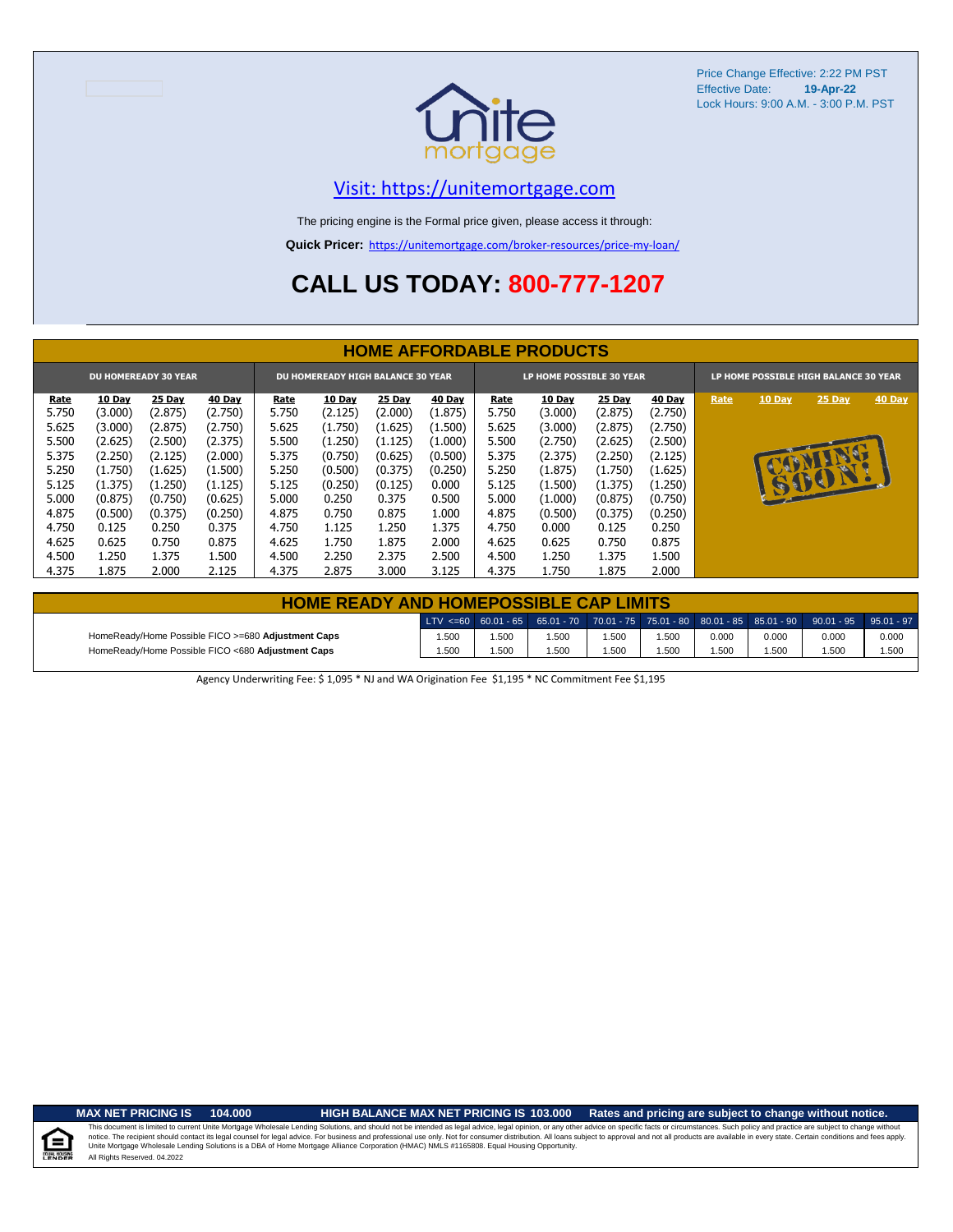Price Change Effective: 2:22 PM PST
Effective Date: **19-Apr-22**
Lock Hours: 9:00 A.M. - 3:00 P.M. PST

Visit: https://unitemortgage.com

The pricing engine is the Formal price given, please access it through:

**Quick Pricer:** https://unitemortgage.com/broker-resources/price-my-loan/

# CALL US TODAY: 800-777-1207

## HOME AFFORDABLE PRODUCTS

| DU HOMEREADY 30 YEAR | | | | DU HOMEREADY HIGH BALANCE 30 YEAR | | | | LP HOME POSSIBLE 30 YEAR | | | | LP HOME POSSIBLE HIGH BALANCE 30 YEAR | | | |
|---|---|---|---|---|---|---|---|---|---|---|---|---|---|---|---|
| Rate | 10 Day | 25 Day | 40 Day | Rate | 10 Day | 25 Day | 40 Day | Rate | 10 Day | 25 Day | 40 Day | Rate | 10 Day | 25 Day | 40 Day |
| 5.750 | (3.000) | (2.875) | (2.750) | 5.750 | (2.125) | (2.000) | (1.875) | 5.750 | (3.000) | (2.875) | (2.750) | COMING SOON! | | | |
| 5.625 | (3.000) | (2.875) | (2.750) | 5.625 | (1.750) | (1.625) | (1.500) | 5.625 | (3.000) | (2.875) | (2.750) | | | | |
| 5.500 | (2.625) | (2.500) | (2.375) | 5.500 | (1.250) | (1.125) | (1.000) | 5.500 | (2.750) | (2.625) | (2.500) | | | | |
| 5.375 | (2.250) | (2.125) | (2.000) | 5.375 | (0.750) | (0.625) | (0.500) | 5.375 | (2.375) | (2.250) | (2.125) | | | | |
| 5.250 | (1.750) | (1.625) | (1.500) | 5.250 | (0.500) | (0.375) | (0.250) | 5.250 | (1.875) | (1.750) | (1.625) | | | | |
| 5.125 | (1.375) | (1.250) | (1.125) | 5.125 | (0.250) | (0.125) | 0.000 | 5.125 | (1.500) | (1.375) | (1.250) | | | | |
| 5.000 | (0.875) | (0.750) | (0.625) | 5.000 | 0.250 | 0.375 | 0.500 | 5.000 | (1.000) | (0.875) | (0.750) | | | | |
| 4.875 | (0.500) | (0.375) | (0.250) | 4.875 | 0.750 | 0.875 | 1.000 | 4.875 | (0.500) | (0.375) | (0.250) | | | | |
| 4.750 | 0.125 | 0.250 | 0.375 | 4.750 | 1.125 | 1.250 | 1.375 | 4.750 | 0.000 | 0.125 | 0.250 | | | | |
| 4.625 | 0.625 | 0.750 | 0.875 | 4.625 | 1.750 | 1.875 | 2.000 | 4.625 | 0.625 | 0.750 | 0.875 | | | | |
| 4.500 | 1.250 | 1.375 | 1.500 | 4.500 | 2.250 | 2.375 | 2.500 | 4.500 | 1.250 | 1.375 | 1.500 | | | | |
| 4.375 | 1.875 | 2.000 | 2.125 | 4.375 | 2.875 | 3.000 | 3.125 | 4.375 | 1.750 | 1.875 | 2.000 | | | | |

## HOME READY AND HOMEPOSSIBLE CAP LIMITS

| | LTV <=60 | 60.01 - 65 | 65.01 - 70 | 70.01 - 75 | 75.01 - 80 | 80.01 - 85 | 85.01 - 90 | 90.01 - 95 | 95.01 - 97 |
|---|---|---|---|---|---|---|---|---|---|
| HomeReady/Home Possible FICO >=680 **Adjustment Caps** | 1.500 | 1.500 | 1.500 | 1.500 | 1.500 | 0.000 | 0.000 | 0.000 | 0.000 |
| HomeReady/Home Possible FICO <680 **Adjustment Caps** | 1.500 | 1.500 | 1.500 | 1.500 | 1.500 | 1.500 | 1.500 | 1.500 | 1.500 |

Agency Underwriting Fee: $ 1,095 * NJ and WA Origination Fee $1,195 * NC Commitment Fee $1,195

**MAX NET PRICING IS 104.000** **HIGH BALANCE MAX NET PRICING IS 103.000** **Rates and pricing are subject to change without notice.**

This document is limited to current Unite Mortgage Wholesale Lending Solutions, and should not be intended as legal advice, legal opinion, or any other advice on specific facts or circumstances. Such policy and practice are subject to change without notice. The recipient should contact its legal counsel for legal advice. For business and professional use only. Not for consumer distribution. All loans subject to approval and not all products are available in every state. Certain conditions and fees apply. Unite Mortgage Wholesale Lending Solutions is a DBA of Home Mortgage Alliance Corporation (HMAC) NMLS #1165808. Equal Housing Opportunity.
All Rights Reserved. 04.2022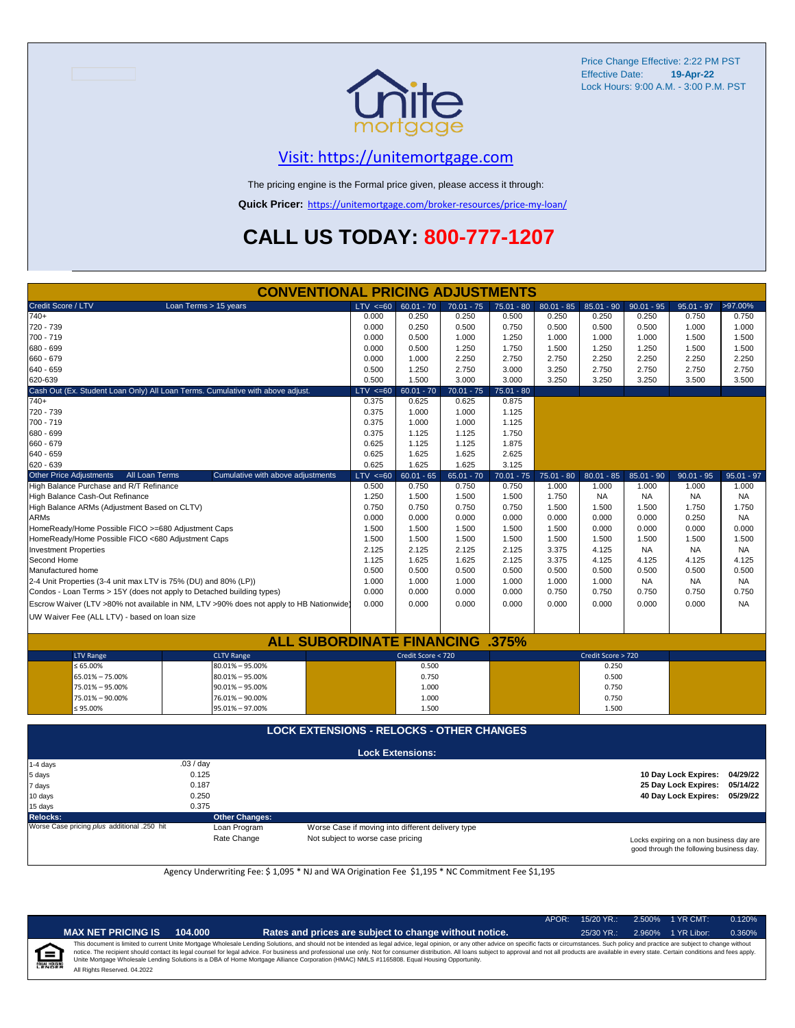Price Change Effective: 2:22 PM PST
Effective Date: **19-Apr-22**
Lock Hours: 9:00 A.M. - 3:00 P.M. PST

unite mortgage

## Visit: https://unitemortgage.com

The pricing engine is the Formal price given, please access it through:

**Quick Pricer:** https://unitemortgage.com/broker-resources/price-my-loan/

# CALL US TODAY: 800-777-1207

## CONVENTIONAL PRICING ADJUSTMENTS

| Credit Score / LTV — Loan Terms > 15 years | LTV <=60 | 60.01 - 70 | 70.01 - 75 | 75.01 - 80 | 80.01 - 85 | 85.01 - 90 | 90.01 - 95 | 95.01 - 97 | >97.00% |
|---|---|---|---|---|---|---|---|---|---|
| 740+ | 0.000 | 0.250 | 0.250 | 0.500 | 0.250 | 0.250 | 0.250 | 0.750 | 0.750 |
| 720 - 739 | 0.000 | 0.250 | 0.500 | 0.750 | 0.500 | 0.500 | 0.500 | 1.000 | 1.000 |
| 700 - 719 | 0.000 | 0.500 | 1.000 | 1.250 | 1.000 | 1.000 | 1.000 | 1.500 | 1.500 |
| 680 - 699 | 0.000 | 0.500 | 1.250 | 1.750 | 1.500 | 1.250 | 1.250 | 1.500 | 1.500 |
| 660 - 679 | 0.000 | 1.000 | 2.250 | 2.750 | 2.750 | 2.250 | 2.250 | 2.250 | 2.250 |
| 640 - 659 | 0.500 | 1.250 | 2.750 | 3.000 | 3.250 | 2.750 | 2.750 | 2.750 | 2.750 |
| 620-639 | 0.500 | 1.500 | 3.000 | 3.000 | 3.250 | 3.250 | 3.250 | 3.500 | 3.500 |

| Cash Out (Ex. Student Loan Only) All Loan Terms. Cumulative with above adjust. | LTV <=60 | 60.01 - 70 | 70.01 - 75 | 75.01 - 80 |
|---|---|---|---|---|
| 740+ | 0.375 | 0.625 | 0.625 | 0.875 |
| 720 - 739 | 0.375 | 1.000 | 1.000 | 1.125 |
| 700 - 719 | 0.375 | 1.000 | 1.000 | 1.125 |
| 680 - 699 | 0.375 | 1.125 | 1.125 | 1.750 |
| 660 - 679 | 0.625 | 1.125 | 1.125 | 1.875 |
| 640 - 659 | 0.625 | 1.625 | 1.625 | 2.625 |
| 620 - 639 | 0.625 | 1.625 | 1.625 | 3.125 |

| Other Price Adjustments — All Loan Terms — Cumulative with above adjustments | LTV <=60 | 60.01 - 65 | 65.01 - 70 | 70.01 - 75 | 75.01 - 80 | 80.01 - 85 | 85.01 - 90 | 90.01 - 95 | 95.01 - 97 |
|---|---|---|---|---|---|---|---|---|---|
| High Balance Purchase and R/T Refinance | 0.500 | 0.750 | 0.750 | 0.750 | 1.000 | 1.000 | 1.000 | 1.000 | 1.000 |
| High Balance Cash-Out Refinance | 1.250 | 1.500 | 1.500 | 1.500 | 1.750 | NA | NA | NA | NA |
| High Balance ARMs (Adjustment Based on CLTV) | 0.750 | 0.750 | 0.750 | 0.750 | 1.500 | 1.500 | 1.500 | 1.750 | 1.750 |
| ARMs | 0.000 | 0.000 | 0.000 | 0.000 | 0.000 | 0.000 | 0.000 | 0.250 | NA |
| HomeReady/Home Possible FICO >=680 Adjustment Caps | 1.500 | 1.500 | 1.500 | 1.500 | 1.500 | 0.000 | 0.000 | 0.000 | 0.000 |
| HomeReady/Home Possible FICO <680 Adjustment Caps | 1.500 | 1.500 | 1.500 | 1.500 | 1.500 | 1.500 | 1.500 | 1.500 | 1.500 |
| Investment Properties | 2.125 | 2.125 | 2.125 | 2.125 | 3.375 | 4.125 | NA | NA | NA |
| Second Home | 1.125 | 1.625 | 1.625 | 2.125 | 3.375 | 4.125 | 4.125 | 4.125 | 4.125 |
| Manufactured home | 0.500 | 0.500 | 0.500 | 0.500 | 0.500 | 0.500 | 0.500 | 0.500 | 0.500 |
| 2-4 Unit Properties (3-4 unit max LTV is 75% (DU) and 80% (LP)) | 1.000 | 1.000 | 1.000 | 1.000 | 1.000 | 1.000 | NA | NA | NA |
| Condos - Loan Terms > 15Y (does not apply to Detached building types) | 0.000 | 0.000 | 0.000 | 0.000 | 0.750 | 0.750 | 0.750 | 0.750 | 0.750 |
| Escrow Waiver (LTV >80% not available in NM, LTV >90% does not apply to HB Nationwide) | 0.000 | 0.000 | 0.000 | 0.000 | 0.000 | 0.000 | 0.000 | 0.000 | NA |
| UW Waiver Fee (ALL LTV) - based on loan size | | | | | | | | | |

## ALL SUBORDINATE FINANCING .375%

| LTV Range | CLTV Range | Credit Score < 720 | Credit Score > 720 |
|---|---|---|---|
| ≤ 65.00% | 80.01% – 95.00% | 0.500 | 0.250 |
| 65.01% – 75.00% | 80.01% – 95.00% | 0.750 | 0.500 |
| 75.01% – 95.00% | 90.01% – 95.00% | 1.000 | 0.750 |
| 75.01% – 90.00% | 76.01% – 90.00% | 1.000 | 0.750 |
| ≤ 95.00% | 95.01% – 97.00% | 1.500 | 1.500 |

## LOCK EXTENSIONS - RELOCKS - OTHER CHANGES

### Lock Extensions:

| Days | Cost |
|---|---|
| 1-4 days | .03 / day |
| 5 days | 0.125 |
| 7 days | 0.187 |
| 10 days | 0.250 |
| 15 days | 0.375 |

| Lock | Expires |
|---|---|
| 10 Day Lock Expires: | 04/29/22 |
| 25 Day Lock Expires: | 05/14/22 |
| 40 Day Lock Expires: | 05/29/22 |

**Relocks:**
Worse Case pricing *plus* additional .250 hit

**Other Changes:**

| | |
|---|---|
| Loan Program | Worse Case if moving into different delivery type |
| Rate Change | Not subject to worse case pricing |

Locks expiring on a non business day are good through the following business day.

Agency Underwriting Fee: $ 1,095 * NJ and WA Origination Fee $1,195 * NC Commitment Fee $1,195

| APOR: | 15/20 YR.: | 2.500% | 1 YR CMT: | 0.120% |
|---|---|---|---|---|
| | 25/30 YR.: | 2.960% | 1 YR Libor: | 0.360% |

**MAX NET PRICING IS 104.000**

**Rates and prices are subject to change without notice.**

This document is limited to current Unite Mortgage Wholesale Lending Solutions, and should not be intended as legal advice, legal opinion, or any other advice on specific facts or circumstances. Such policy and practice are subject to change without notice. The recipient should contact its legal counsel for legal advice. For business and professional use only. Not for consumer distribution. All loans subject to approval and not all products are available in every state. Certain conditions and fees apply. Unite Mortgage Wholesale Lending Solutions is a DBA of Home Mortgage Alliance Corporation (HMAC) NMLS #1165808. Equal Housing Opportunity.
All Rights Reserved. 04.2022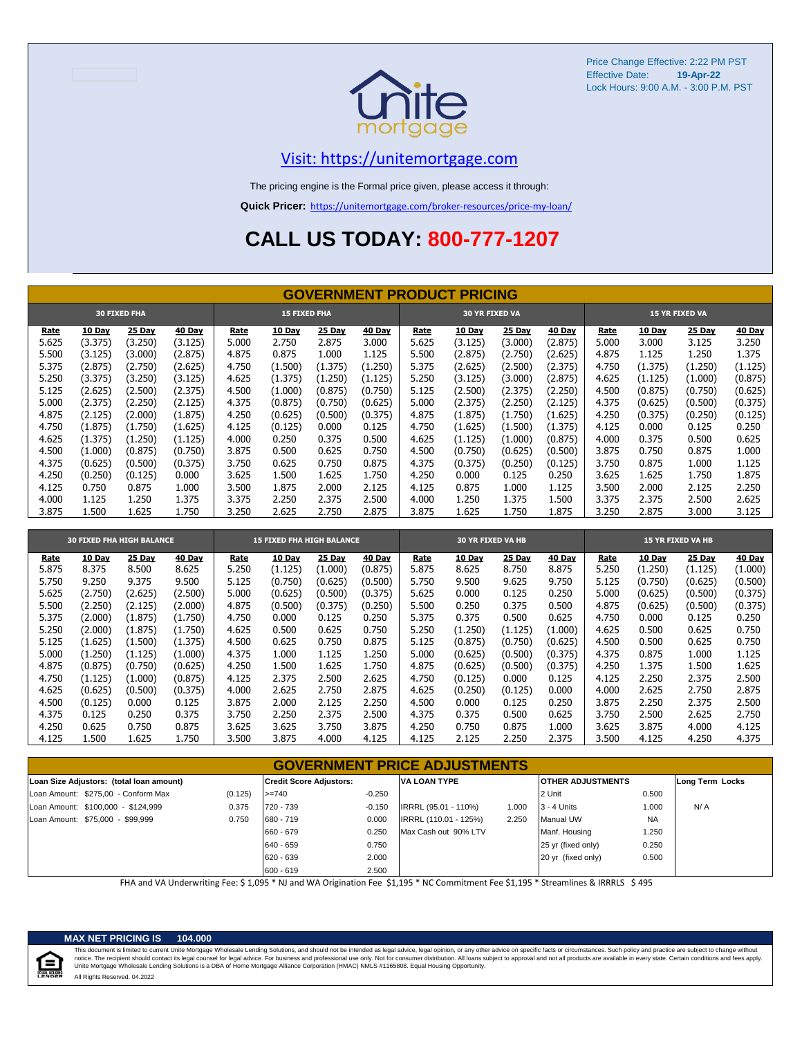Price Change Effective: 2:22 PM PST
Effective Date: **19-Apr-22**
Lock Hours: 9:00 A.M. - 3:00 P.M. PST

Visit: https://unitemortgage.com

The pricing engine is the Formal price given, please access it through:

**Quick Pricer:** https://unitemortgage.com/broker-resources/price-my-loan/

# CALL US TODAY: 800-777-1207

## GOVERNMENT PRODUCT PRICING

| 30 FIXED FHA | | | | 15 FIXED FHA | | | | 30 YR FIXED VA | | | | 15 YR FIXED VA | | | |
|---|---|---|---|---|---|---|---|---|---|---|---|---|---|---|---|
| Rate | 10 Day | 25 Day | 40 Day | Rate | 10 Day | 25 Day | 40 Day | Rate | 10 Day | 25 Day | 40 Day | Rate | 10 Day | 25 Day | 40 Day |
| 5.625 | (3.375) | (3.250) | (3.125) | 5.000 | 2.750 | 2.875 | 3.000 | 5.625 | (3.125) | (3.000) | (2.875) | 5.000 | 3.000 | 3.125 | 3.250 |
| 5.500 | (3.125) | (3.000) | (2.875) | 4.875 | 0.875 | 1.000 | 1.125 | 5.500 | (2.875) | (2.750) | (2.625) | 4.875 | 1.125 | 1.250 | 1.375 |
| 5.375 | (2.875) | (2.750) | (2.625) | 4.750 | (1.500) | (1.375) | (1.250) | 5.375 | (2.625) | (2.500) | (2.375) | 4.750 | (1.375) | (1.250) | (1.125) |
| 5.250 | (3.375) | (3.250) | (3.125) | 4.625 | (1.375) | (1.250) | (1.125) | 5.250 | (3.125) | (3.000) | (2.875) | 4.625 | (1.125) | (1.000) | (0.875) |
| 5.125 | (2.625) | (2.500) | (2.375) | 4.500 | (1.000) | (0.875) | (0.750) | 5.125 | (2.500) | (2.375) | (2.250) | 4.500 | (0.875) | (0.750) | (0.625) |
| 5.000 | (2.375) | (2.250) | (2.125) | 4.375 | (0.875) | (0.750) | (0.625) | 5.000 | (2.375) | (2.250) | (2.125) | 4.375 | (0.625) | (0.500) | (0.375) |
| 4.875 | (2.125) | (2.000) | (1.875) | 4.250 | (0.625) | (0.500) | (0.375) | 4.875 | (1.875) | (1.750) | (1.625) | 4.250 | (0.375) | (0.250) | (0.125) |
| 4.750 | (1.875) | (1.750) | (1.625) | 4.125 | (0.125) | 0.000 | 0.125 | 4.750 | (1.625) | (1.500) | (1.375) | 4.125 | 0.000 | 0.125 | 0.250 |
| 4.625 | (1.375) | (1.250) | (1.125) | 4.000 | 0.250 | 0.375 | 0.500 | 4.625 | (1.125) | (1.000) | (0.875) | 4.000 | 0.375 | 0.500 | 0.625 |
| 4.500 | (1.000) | (0.875) | (0.750) | 3.875 | 0.500 | 0.625 | 0.750 | 4.500 | (0.750) | (0.625) | (0.500) | 3.875 | 0.750 | 0.875 | 1.000 |
| 4.375 | (0.625) | (0.500) | (0.375) | 3.750 | 0.625 | 0.750 | 0.875 | 4.375 | (0.375) | (0.250) | (0.125) | 3.750 | 0.875 | 1.000 | 1.125 |
| 4.250 | (0.250) | (0.125) | 0.000 | 3.625 | 1.500 | 1.625 | 1.750 | 4.250 | 0.000 | 0.125 | 0.250 | 3.625 | 1.625 | 1.750 | 1.875 |
| 4.125 | 0.750 | 0.875 | 1.000 | 3.500 | 1.875 | 2.000 | 2.125 | 4.125 | 0.875 | 1.000 | 1.125 | 3.500 | 2.000 | 2.125 | 2.250 |
| 4.000 | 1.125 | 1.250 | 1.375 | 3.375 | 2.250 | 2.375 | 2.500 | 4.000 | 1.250 | 1.375 | 1.500 | 3.375 | 2.375 | 2.500 | 2.625 |
| 3.875 | 1.500 | 1.625 | 1.750 | 3.250 | 2.625 | 2.750 | 2.875 | 3.875 | 1.625 | 1.750 | 1.875 | 3.250 | 2.875 | 3.000 | 3.125 |

| 30 FIXED FHA HIGH BALANCE | | | | 15 FIXED FHA HIGH BALANCE | | | | 30 YR FIXED VA HB | | | | 15 YR FIXED VA HB | | | |
|---|---|---|---|---|---|---|---|---|---|---|---|---|---|---|---|
| Rate | 10 Day | 25 Day | 40 Day | Rate | 10 Day | 25 Day | 40 Day | Rate | 10 Day | 25 Day | 40 Day | Rate | 10 Day | 25 Day | 40 Day |
| 5.875 | 8.375 | 8.500 | 8.625 | 5.250 | (1.125) | (1.000) | (0.875) | 5.875 | 8.625 | 8.750 | 8.875 | 5.250 | (1.250) | (1.125) | (1.000) |
| 5.750 | 9.250 | 9.375 | 9.500 | 5.125 | (0.750) | (0.625) | (0.500) | 5.750 | 9.500 | 9.625 | 9.750 | 5.125 | (0.750) | (0.625) | (0.500) |
| 5.625 | (2.750) | (2.625) | (2.500) | 5.000 | (0.625) | (0.500) | (0.375) | 5.625 | 0.000 | 0.125 | 0.250 | 5.000 | (0.625) | (0.500) | (0.375) |
| 5.500 | (2.250) | (2.125) | (2.000) | 4.875 | (0.500) | (0.375) | (0.250) | 5.500 | 0.250 | 0.375 | 0.500 | 4.875 | (0.625) | (0.500) | (0.375) |
| 5.375 | (2.000) | (1.875) | (1.750) | 4.750 | 0.000 | 0.125 | 0.250 | 5.375 | 0.375 | 0.500 | 0.625 | 4.750 | 0.000 | 0.125 | 0.250 |
| 5.250 | (2.000) | (1.875) | (1.750) | 4.625 | 0.500 | 0.625 | 0.750 | 5.250 | (1.250) | (1.125) | (1.000) | 4.625 | 0.500 | 0.625 | 0.750 |
| 5.125 | (1.625) | (1.500) | (1.375) | 4.500 | 0.625 | 0.750 | 0.875 | 5.125 | (0.875) | (0.750) | (0.625) | 4.500 | 0.500 | 0.625 | 0.750 |
| 5.000 | (1.250) | (1.125) | (1.000) | 4.375 | 1.000 | 1.125 | 1.250 | 5.000 | (0.625) | (0.500) | (0.375) | 4.375 | 0.875 | 1.000 | 1.125 |
| 4.875 | (0.875) | (0.750) | (0.625) | 4.250 | 1.500 | 1.625 | 1.750 | 4.875 | (0.625) | (0.500) | (0.375) | 4.250 | 1.375 | 1.500 | 1.625 |
| 4.750 | (1.125) | (1.000) | (0.875) | 4.125 | 2.375 | 2.500 | 2.625 | 4.750 | (0.125) | 0.000 | 0.125 | 4.125 | 2.250 | 2.375 | 2.500 |
| 4.625 | (0.625) | (0.500) | (0.375) | 4.000 | 2.625 | 2.750 | 2.875 | 4.625 | (0.250) | (0.125) | 0.000 | 4.000 | 2.625 | 2.750 | 2.875 |
| 4.500 | (0.125) | 0.000 | 0.125 | 3.875 | 2.000 | 2.125 | 2.250 | 4.500 | 0.000 | 0.125 | 0.250 | 3.875 | 2.250 | 2.375 | 2.500 |
| 4.375 | 0.125 | 0.250 | 0.375 | 3.750 | 2.250 | 2.375 | 2.500 | 4.375 | 0.375 | 0.500 | 0.625 | 3.750 | 2.500 | 2.625 | 2.750 |
| 4.250 | 0.625 | 0.750 | 0.875 | 3.625 | 3.625 | 3.750 | 3.875 | 4.250 | 0.750 | 0.875 | 1.000 | 3.625 | 3.875 | 4.000 | 4.125 |
| 4.125 | 1.500 | 1.625 | 1.750 | 3.500 | 3.875 | 4.000 | 4.125 | 4.125 | 2.125 | 2.250 | 2.375 | 3.500 | 4.125 | 4.250 | 4.375 |

## GOVERNMENT PRICE ADJUSTMENTS

| Loan Size Adjustors: (total loan amount) | | Credit Score Adjustors: | | VA LOAN TYPE | | OTHER ADJUSTMENTS | | Long Term Locks |
|---|---|---|---|---|---|---|---|---|
| Loan Amount: $275,00 - Conform Max | (0.125) | >=740 | -0.250 | | | 2 Unit | 0.500 | |
| Loan Amount: $100,000 - $124,999 | 0.375 | 720 - 739 | -0.150 | IRRRL (95.01 - 110%) | 1.000 | 3 - 4 Units | 1.000 | N/ A |
| Loan Amount: $75,000 - $99,999 | 0.750 | 680 - 719 | 0.000 | IRRRL (110.01 - 125%) | 2.250 | Manual UW | NA | |
| | | 660 - 679 | 0.250 | Max Cash out 90% LTV | | Manf. Housing | 1.250 | |
| | | 640 - 659 | 0.750 | | | 25 yr (fixed only) | 0.250 | |
| | | 620 - 639 | 2.000 | | | 20 yr (fixed only) | 0.500 | |
| | | 600 - 619 | 2.500 | | | | | |

FHA and VA Underwriting Fee: $ 1,095 * NJ and WA Origination Fee $1,195 * NC Commitment Fee $1,195 * Streamlines & IRRRLS $ 495

**MAX NET PRICING IS 104.000**

This document is limited to current Unite Mortgage Wholesale Lending Solutions, and should not be intended as legal advice, legal opinion, or any other advice on specific facts or circumstances. Such policy and practice are subject to change without notice. The recipient should contact its legal counsel for legal advice. For business and professional use only. Not for consumer distribution. All loans subject to approval and not all products are available in every state. Certain conditions and fees apply. Unite Mortgage Wholesale Lending Solutions is a DBA of Home Mortgage Alliance Corporation (HMAC) NMLS #1165808. Equal Housing Opportunity.

All Rights Reserved. 04.2022